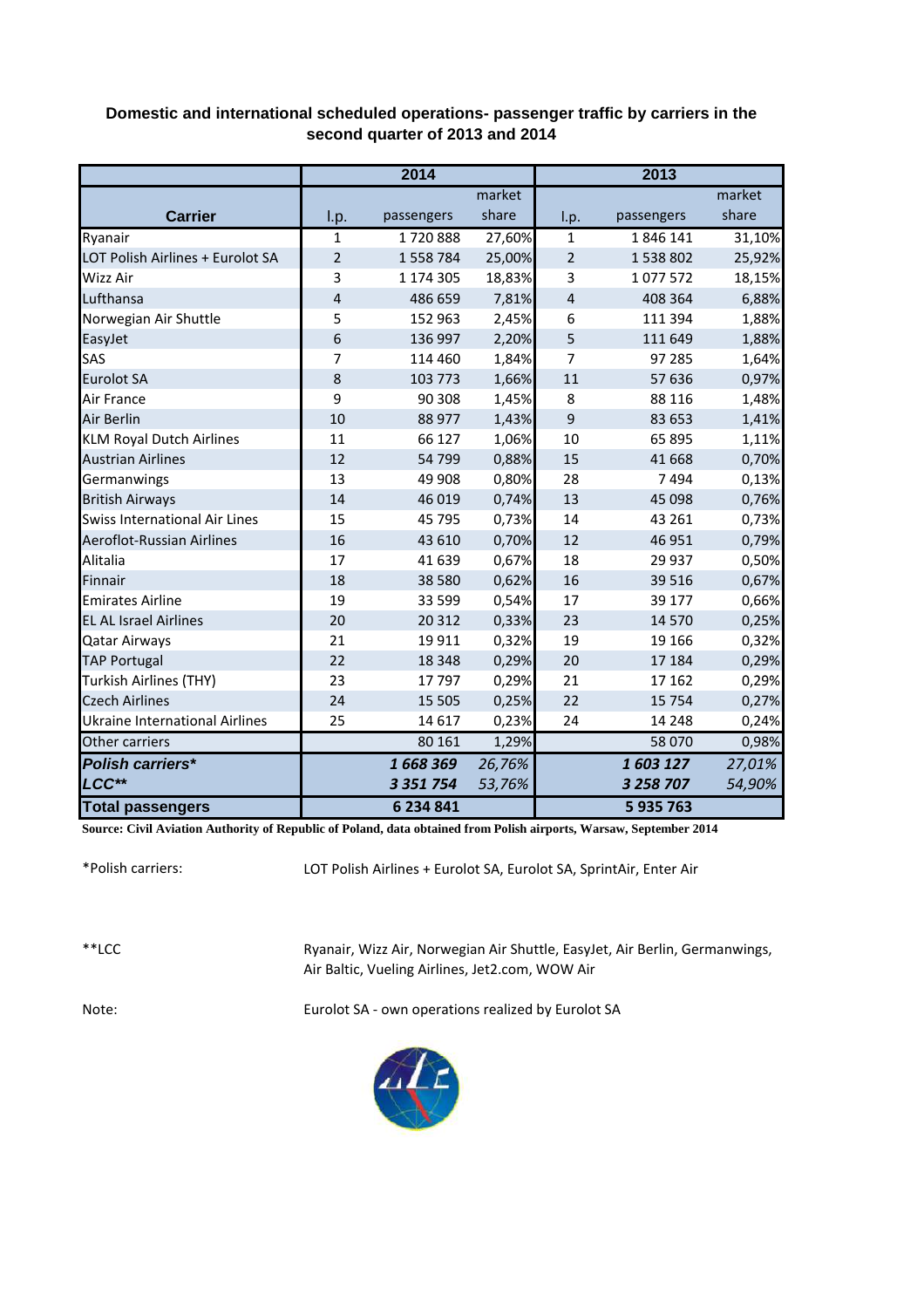## Domestic and international scheduled operations- passenger traffic by carriers in the second quarter of 2013 and 2014

| Carrier | 2014 | | | 2013 | | |
|---|---|---|---|---|---|---|
| | l.p. | passengers | market share | l.p. | passengers | market share |
| Ryanair | 1 | 1 720 888 | 27,60% | 1 | 1 846 141 | 31,10% |
| LOT Polish Airlines + Eurolot SA | 2 | 1 558 784 | 25,00% | 2 | 1 538 802 | 25,92% |
| Wizz Air | 3 | 1 174 305 | 18,83% | 3 | 1 077 572 | 18,15% |
| Lufthansa | 4 | 486 659 | 7,81% | 4 | 408 364 | 6,88% |
| Norwegian Air Shuttle | 5 | 152 963 | 2,45% | 6 | 111 394 | 1,88% |
| EasyJet | 6 | 136 997 | 2,20% | 5 | 111 649 | 1,88% |
| SAS | 7 | 114 460 | 1,84% | 7 | 97 285 | 1,64% |
| Eurolot SA | 8 | 103 773 | 1,66% | 11 | 57 636 | 0,97% |
| Air France | 9 | 90 308 | 1,45% | 8 | 88 116 | 1,48% |
| Air Berlin | 10 | 88 977 | 1,43% | 9 | 83 653 | 1,41% |
| KLM Royal Dutch Airlines | 11 | 66 127 | 1,06% | 10 | 65 895 | 1,11% |
| Austrian Airlines | 12 | 54 799 | 0,88% | 15 | 41 668 | 0,70% |
| Germanwings | 13 | 49 908 | 0,80% | 28 | 7 494 | 0,13% |
| British Airways | 14 | 46 019 | 0,74% | 13 | 45 098 | 0,76% |
| Swiss International Air Lines | 15 | 45 795 | 0,73% | 14 | 43 261 | 0,73% |
| Aeroflot-Russian Airlines | 16 | 43 610 | 0,70% | 12 | 46 951 | 0,79% |
| Alitalia | 17 | 41 639 | 0,67% | 18 | 29 937 | 0,50% |
| Finnair | 18 | 38 580 | 0,62% | 16 | 39 516 | 0,67% |
| Emirates Airline | 19 | 33 599 | 0,54% | 17 | 39 177 | 0,66% |
| EL AL Israel Airlines | 20 | 20 312 | 0,33% | 23 | 14 570 | 0,25% |
| Qatar Airways | 21 | 19 911 | 0,32% | 19 | 19 166 | 0,32% |
| TAP Portugal | 22 | 18 348 | 0,29% | 20 | 17 184 | 0,29% |
| Turkish Airlines (THY) | 23 | 17 797 | 0,29% | 21 | 17 162 | 0,29% |
| Czech Airlines | 24 | 15 505 | 0,25% | 22 | 15 754 | 0,27% |
| Ukraine International Airlines | 25 | 14 617 | 0,23% | 24 | 14 248 | 0,24% |
| Other carriers | | 80 161 | 1,29% | | 58 070 | 0,98% |
| ***Polish carriers**** | | ***1 668 369*** | *26,76%* | | ***1 603 127*** | *27,01%* |
| ***LCC***** | | ***3 351 754*** | *53,76%* | | ***3 258 707*** | *54,90%* |
| **Total passengers** | | **6 234 841** | | | **5 935 763** | |

**Source: Civil Aviation Authority of Republic of Poland, data obtained from Polish airports, Warsaw, September 2014**

*Polish carriers: LOT Polish Airlines + Eurolot SA, Eurolot SA, SprintAir, Enter Air

**LCC: Ryanair, Wizz Air, Norwegian Air Shuttle, EasyJet, Air Berlin, Germanwings, Air Baltic, Vueling Airlines, Jet2.com, WOW Air

Note: Eurolot SA - own operations realized by Eurolot SA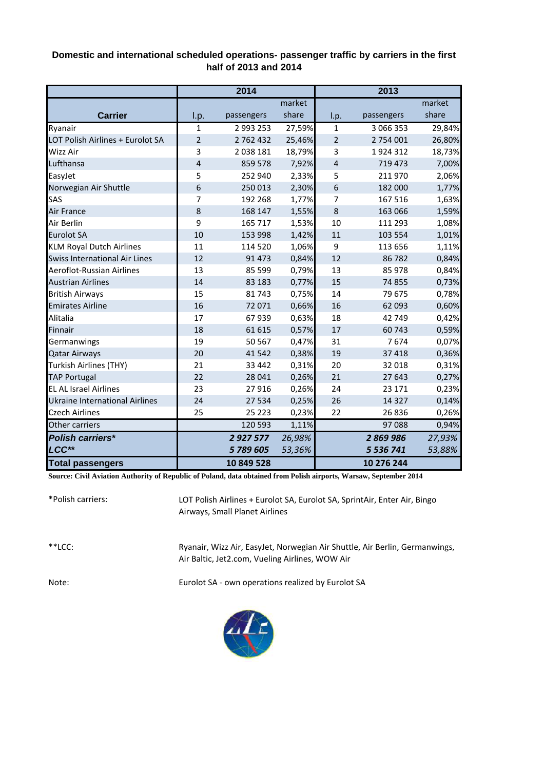**Domestic and international scheduled operations- passenger traffic by carriers in the first half of 2013 and 2014**

| Carrier | 2014 | | | 2013 | | |
|---|---|---|---|---|---|---|
| | l.p. | passengers | market share | l.p. | passengers | market share |
| Ryanair | 1 | 2 993 253 | 27,59% | 1 | 3 066 353 | 29,84% |
| LOT Polish Airlines + Eurolot SA | 2 | 2 762 432 | 25,46% | 2 | 2 754 001 | 26,80% |
| Wizz Air | 3 | 2 038 181 | 18,79% | 3 | 1 924 312 | 18,73% |
| Lufthansa | 4 | 859 578 | 7,92% | 4 | 719 473 | 7,00% |
| EasyJet | 5 | 252 940 | 2,33% | 5 | 211 970 | 2,06% |
| Norwegian Air Shuttle | 6 | 250 013 | 2,30% | 6 | 182 000 | 1,77% |
| SAS | 7 | 192 268 | 1,77% | 7 | 167 516 | 1,63% |
| Air France | 8 | 168 147 | 1,55% | 8 | 163 066 | 1,59% |
| Air Berlin | 9 | 165 717 | 1,53% | 10 | 111 293 | 1,08% |
| Eurolot SA | 10 | 153 998 | 1,42% | 11 | 103 554 | 1,01% |
| KLM Royal Dutch Airlines | 11 | 114 520 | 1,06% | 9 | 113 656 | 1,11% |
| Swiss International Air Lines | 12 | 91 473 | 0,84% | 12 | 86 782 | 0,84% |
| Aeroflot-Russian Airlines | 13 | 85 599 | 0,79% | 13 | 85 978 | 0,84% |
| Austrian Airlines | 14 | 83 183 | 0,77% | 15 | 74 855 | 0,73% |
| British Airways | 15 | 81 743 | 0,75% | 14 | 79 675 | 0,78% |
| Emirates Airline | 16 | 72 071 | 0,66% | 16 | 62 093 | 0,60% |
| Alitalia | 17 | 67 939 | 0,63% | 18 | 42 749 | 0,42% |
| Finnair | 18 | 61 615 | 0,57% | 17 | 60 743 | 0,59% |
| Germanwings | 19 | 50 567 | 0,47% | 31 | 7 674 | 0,07% |
| Qatar Airways | 20 | 41 542 | 0,38% | 19 | 37 418 | 0,36% |
| Turkish Airlines (THY) | 21 | 33 442 | 0,31% | 20 | 32 018 | 0,31% |
| TAP Portugal | 22 | 28 041 | 0,26% | 21 | 27 643 | 0,27% |
| EL AL Israel Airlines | 23 | 27 916 | 0,26% | 24 | 23 171 | 0,23% |
| Ukraine International Airlines | 24 | 27 534 | 0,25% | 26 | 14 327 | 0,14% |
| Czech Airlines | 25 | 25 223 | 0,23% | 22 | 26 836 | 0,26% |
| Other carriers | | 120 593 | 1,11% | | 97 088 | 0,94% |
| ***Polish carriers**** | | ***2 927 577*** | *26,98%* | | ***2 869 986*** | *27,93%* |
| ***LCC***** | | ***5 789 605*** | *53,36%* | | ***5 536 741*** | *53,88%* |
| **Total passengers** | | **10 849 528** | | | **10 276 244** | |

**Source: Civil Aviation Authority of Republic of Poland, data obtained from Polish airports, Warsaw, September 2014**

*Polish carriers: LOT Polish Airlines + Eurolot SA, Eurolot SA, SprintAir, Enter Air, Bingo Airways, Small Planet Airlines

**LCC: Ryanair, Wizz Air, EasyJet, Norwegian Air Shuttle, Air Berlin, Germanwings, Air Baltic, Jet2.com, Vueling Airlines, WOW Air

Note: Eurolot SA - own operations realized by Eurolot SA